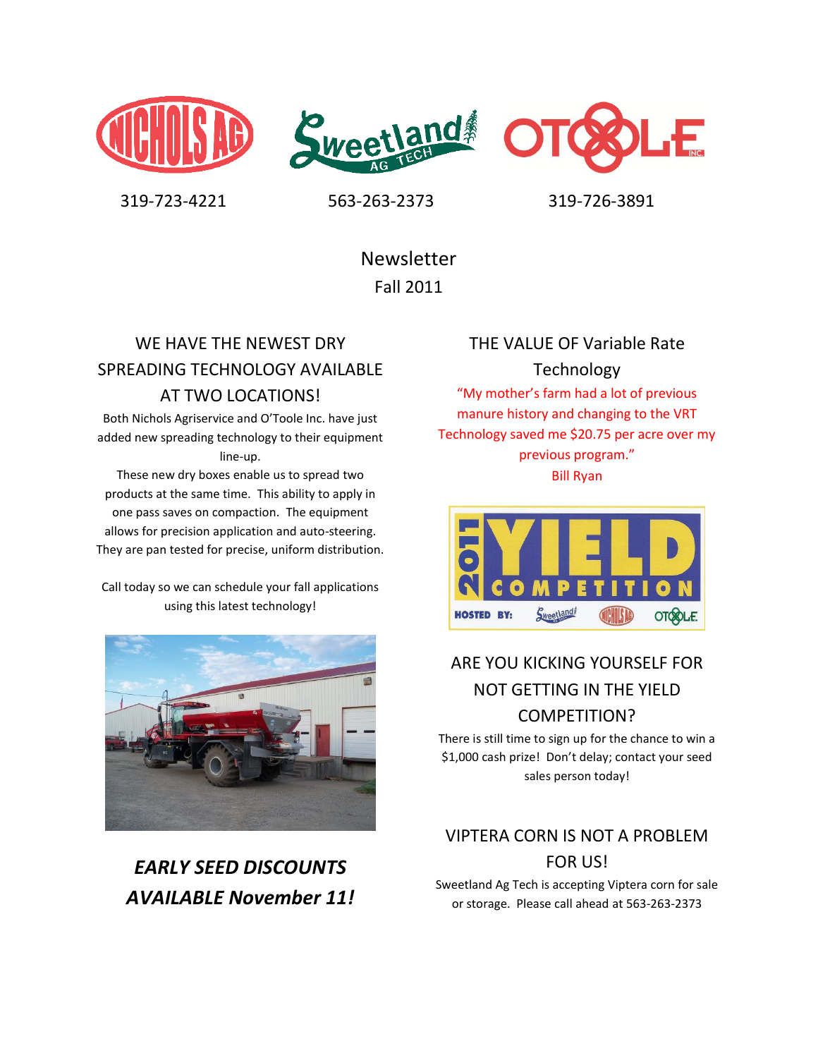319-723-4221 563-263-2373 319-726-3891

# Newsletter
## Fall 2011

## WE HAVE THE NEWEST DRY SPREADING TECHNOLOGY AVAILABLE AT TWO LOCATIONS!

Both Nichols Agriservice and O'Toole Inc. have just added new spreading technology to their equipment line-up.

These new dry boxes enable us to spread two products at the same time. This ability to apply in one pass saves on compaction. The equipment allows for precision application and auto-steering. They are pan tested for precise, uniform distribution.

Call today so we can schedule your fall applications using this latest technology!

### *EARLY SEED DISCOUNTS AVAILABLE November 11!*

## THE VALUE OF Variable Rate Technology

"My mother's farm had a lot of previous manure history and changing to the VRT Technology saved me $20.75 per acre over my previous program."
Bill Ryan

2011 YIELD COMPETITION
HOSTED BY: Sweetland, Nichols Ag, O'Toole

## ARE YOU KICKING YOURSELF FOR NOT GETTING IN THE YIELD COMPETITION?

There is still time to sign up for the chance to win a $1,000 cash prize! Don't delay; contact your seed sales person today!

## VIPTERA CORN IS NOT A PROBLEM FOR US!

Sweetland Ag Tech is accepting Viptera corn for sale or storage. Please call ahead at 563-263-2373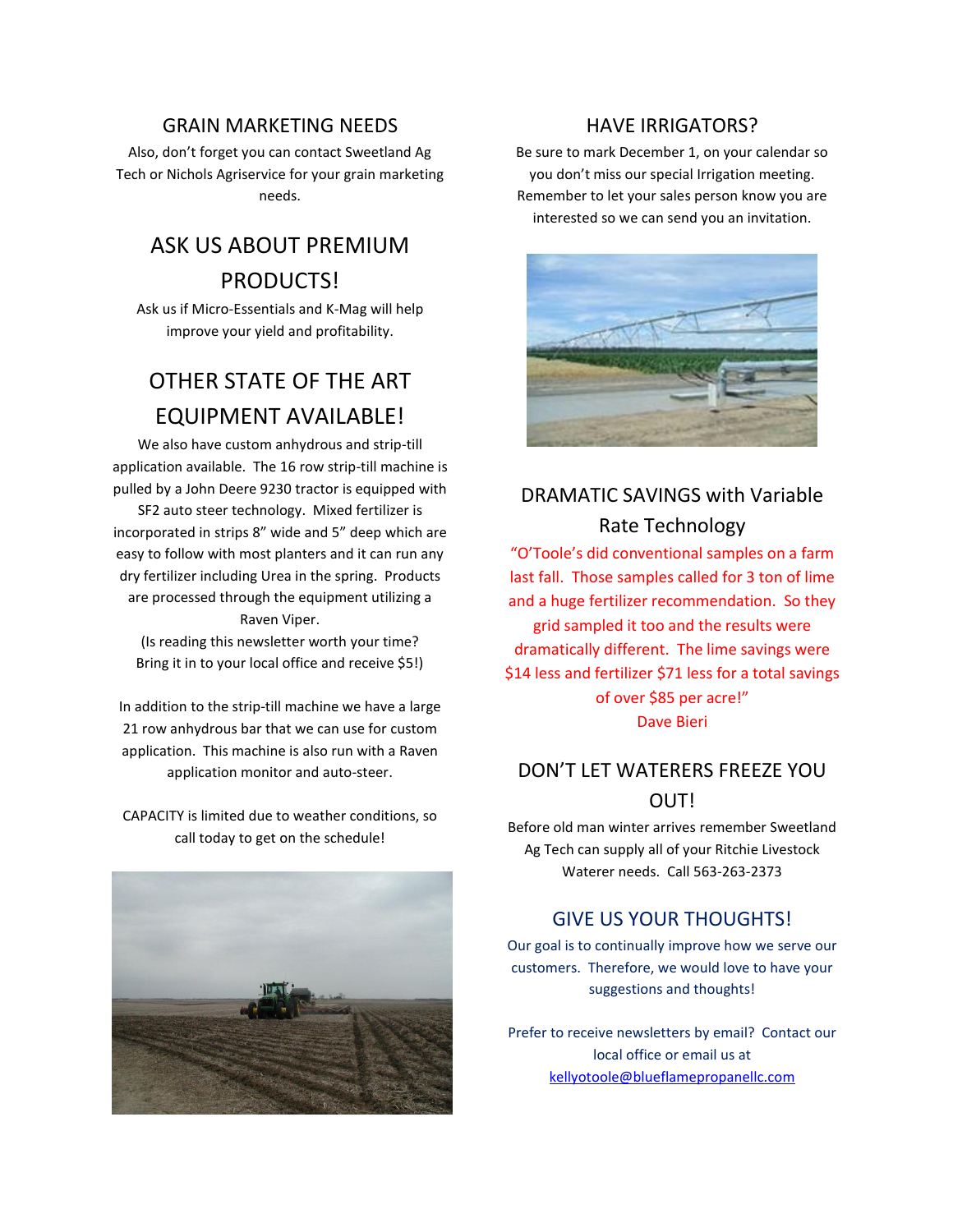## GRAIN MARKETING NEEDS

Also, don't forget you can contact Sweetland Ag Tech or Nichols Agriservice for your grain marketing needs.

## ASK US ABOUT PREMIUM PRODUCTS!

Ask us if Micro-Essentials and K-Mag will help improve your yield and profitability.

## OTHER STATE OF THE ART EQUIPMENT AVAILABLE!

We also have custom anhydrous and strip-till application available. The 16 row strip-till machine is pulled by a John Deere 9230 tractor is equipped with SF2 auto steer technology. Mixed fertilizer is incorporated in strips 8" wide and 5" deep which are easy to follow with most planters and it can run any dry fertilizer including Urea in the spring. Products are processed through the equipment utilizing a Raven Viper.

(Is reading this newsletter worth your time? Bring it in to your local office and receive $5!)

In addition to the strip-till machine we have a large 21 row anhydrous bar that we can use for custom application. This machine is also run with a Raven application monitor and auto-steer.

CAPACITY is limited due to weather conditions, so call today to get on the schedule!

## HAVE IRRIGATORS?

Be sure to mark December 1, on your calendar so you don't miss our special Irrigation meeting. Remember to let your sales person know you are interested so we can send you an invitation.

## DRAMATIC SAVINGS with Variable Rate Technology

"O'Toole's did conventional samples on a farm last fall. Those samples called for 3 ton of lime and a huge fertilizer recommendation. So they grid sampled it too and the results were dramatically different. The lime savings were $14 less and fertilizer $71 less for a total savings of over $85 per acre!"

Dave Bieri

## DON'T LET WATERERS FREEZE YOU OUT!

Before old man winter arrives remember Sweetland Ag Tech can supply all of your Ritchie Livestock Waterer needs. Call 563-263-2373

## GIVE US YOUR THOUGHTS!

Our goal is to continually improve how we serve our customers. Therefore, we would love to have your suggestions and thoughts!

Prefer to receive newsletters by email? Contact our local office or email us at kellyotoole@blueflamepropanellc.com